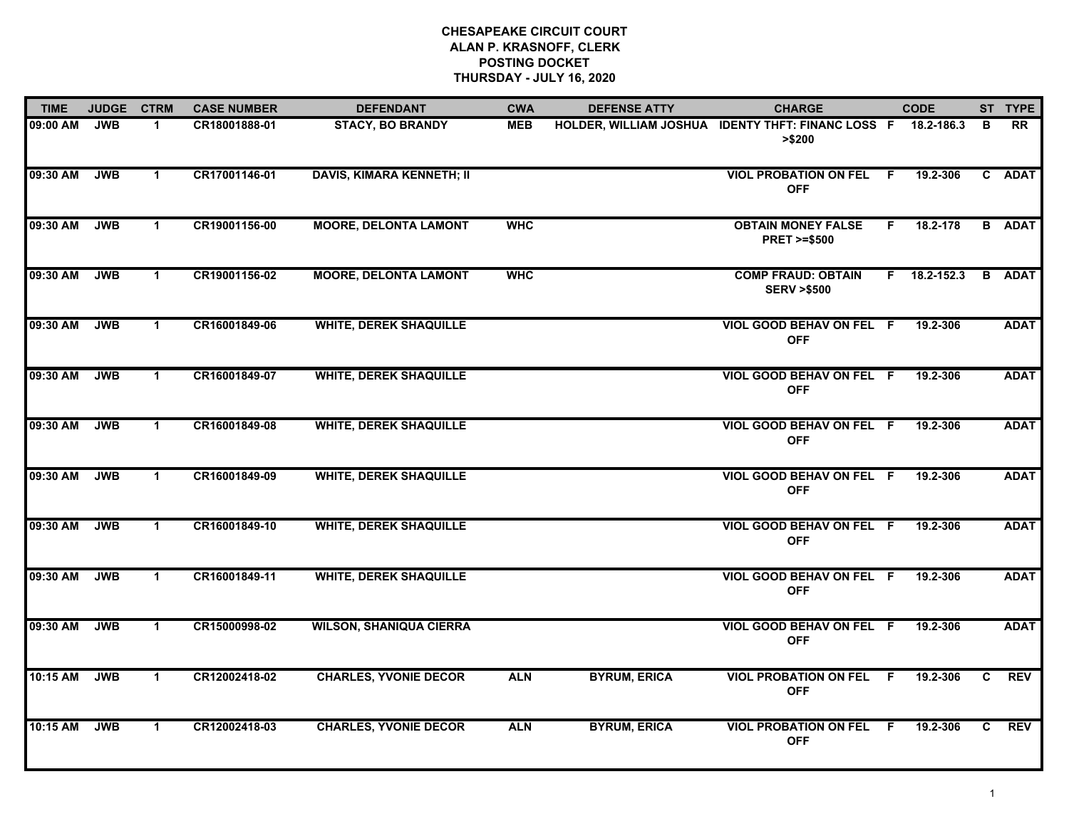**CHESAPEAKE CIRCUIT COURT**
**ALAN P. KRASNOFF, CLERK**
**POSTING DOCKET**
**THURSDAY - JULY 16, 2020**

| TIME | JUDGE | CTRM | CASE NUMBER | DEFENDANT | CWA | DEFENSE ATTY | CHARGE | | CODE | ST | TYPE |
|---|---|---|---|---|---|---|---|---|---|---|---|
| 09:00 AM | JWB | 1 | CR18001888-01 | STACY, BO BRANDY | MEB | HOLDER, WILLIAM JOSHUA | IDENTY THFT: FINANC LOSS >$200 | F | 18.2-186.3 | B | RR |
| 09:30 AM | JWB | 1 | CR17001146-01 | DAVIS, KIMARA KENNETH; II | | | VIOL PROBATION ON FEL OFF | F | 19.2-306 | C | ADAT |
| 09:30 AM | JWB | 1 | CR19001156-00 | MOORE, DELONTA LAMONT | WHC | | OBTAIN MONEY FALSE PRET >=$500 | F | 18.2-178 | B | ADAT |
| 09:30 AM | JWB | 1 | CR19001156-02 | MOORE, DELONTA LAMONT | WHC | | COMP FRAUD: OBTAIN SERV >$500 | F | 18.2-152.3 | B | ADAT |
| 09:30 AM | JWB | 1 | CR16001849-06 | WHITE, DEREK SHAQUILLE | | | VIOL GOOD BEHAV ON FEL OFF | F | 19.2-306 | | ADAT |
| 09:30 AM | JWB | 1 | CR16001849-07 | WHITE, DEREK SHAQUILLE | | | VIOL GOOD BEHAV ON FEL OFF | F | 19.2-306 | | ADAT |
| 09:30 AM | JWB | 1 | CR16001849-08 | WHITE, DEREK SHAQUILLE | | | VIOL GOOD BEHAV ON FEL OFF | F | 19.2-306 | | ADAT |
| 09:30 AM | JWB | 1 | CR16001849-09 | WHITE, DEREK SHAQUILLE | | | VIOL GOOD BEHAV ON FEL OFF | F | 19.2-306 | | ADAT |
| 09:30 AM | JWB | 1 | CR16001849-10 | WHITE, DEREK SHAQUILLE | | | VIOL GOOD BEHAV ON FEL OFF | F | 19.2-306 | | ADAT |
| 09:30 AM | JWB | 1 | CR16001849-11 | WHITE, DEREK SHAQUILLE | | | VIOL GOOD BEHAV ON FEL OFF | F | 19.2-306 | | ADAT |
| 09:30 AM | JWB | 1 | CR15000998-02 | WILSON, SHANIQUA CIERRA | | | VIOL GOOD BEHAV ON FEL OFF | F | 19.2-306 | | ADAT |
| 10:15 AM | JWB | 1 | CR12002418-02 | CHARLES, YVONIE DECOR | ALN | BYRUM, ERICA | VIOL PROBATION ON FEL OFF | F | 19.2-306 | C | REV |
| 10:15 AM | JWB | 1 | CR12002418-03 | CHARLES, YVONIE DECOR | ALN | BYRUM, ERICA | VIOL PROBATION ON FEL OFF | F | 19.2-306 | C | REV |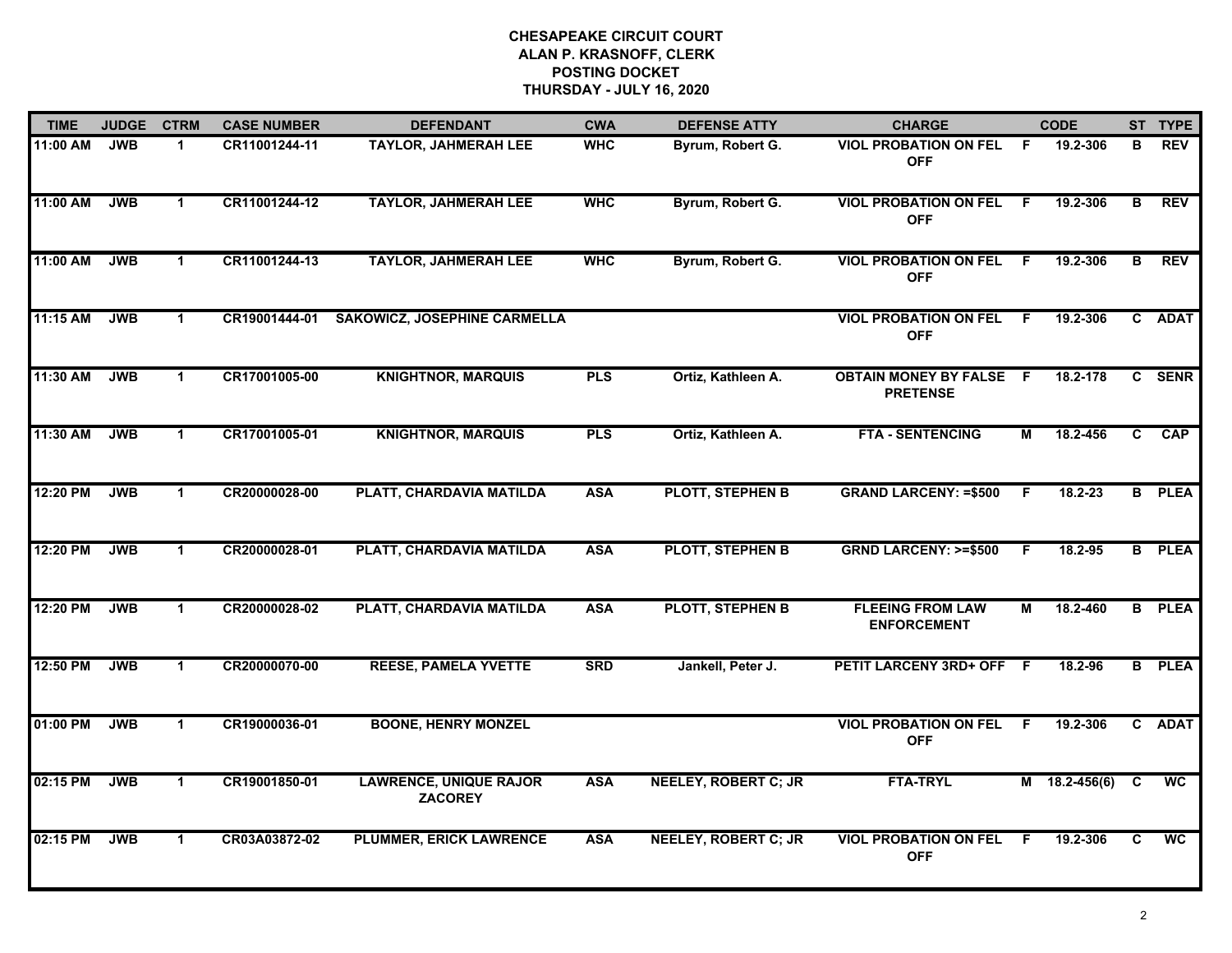**CHESAPEAKE CIRCUIT COURT**
**ALAN P. KRASNOFF, CLERK**
**POSTING DOCKET**
**THURSDAY - JULY 16, 2020**

| TIME | JUDGE | CTRM | CASE NUMBER | DEFENDANT | CWA | DEFENSE ATTY | CHARGE | | CODE | ST | TYPE |
|---|---|---|---|---|---|---|---|---|---|---|---|
| 11:00 AM | JWB | 1 | CR11001244-11 | TAYLOR, JAHMERAH LEE | WHC | Byrum, Robert G. | VIOL PROBATION ON FEL OFF | F | 19.2-306 | B | REV |
| 11:00 AM | JWB | 1 | CR11001244-12 | TAYLOR, JAHMERAH LEE | WHC | Byrum, Robert G. | VIOL PROBATION ON FEL OFF | F | 19.2-306 | B | REV |
| 11:00 AM | JWB | 1 | CR11001244-13 | TAYLOR, JAHMERAH LEE | WHC | Byrum, Robert G. | VIOL PROBATION ON FEL OFF | F | 19.2-306 | B | REV |
| 11:15 AM | JWB | 1 | CR19001444-01 | SAKOWICZ, JOSEPHINE CARMELLA | | | VIOL PROBATION ON FEL OFF | F | 19.2-306 | C | ADAT |
| 11:30 AM | JWB | 1 | CR17001005-00 | KNIGHTNOR, MARQUIS | PLS | Ortiz, Kathleen A. | OBTAIN MONEY BY FALSE PRETENSE | F | 18.2-178 | C | SENR |
| 11:30 AM | JWB | 1 | CR17001005-01 | KNIGHTNOR, MARQUIS | PLS | Ortiz, Kathleen A. | FTA - SENTENCING | M | 18.2-456 | C | CAP |
| 12:20 PM | JWB | 1 | CR20000028-00 | PLATT, CHARDAVIA MATILDA | ASA | PLOTT, STEPHEN B | GRAND LARCENY: =$500 | F | 18.2-23 | B | PLEA |
| 12:20 PM | JWB | 1 | CR20000028-01 | PLATT, CHARDAVIA MATILDA | ASA | PLOTT, STEPHEN B | GRND LARCENY: >=$500 | F | 18.2-95 | B | PLEA |
| 12:20 PM | JWB | 1 | CR20000028-02 | PLATT, CHARDAVIA MATILDA | ASA | PLOTT, STEPHEN B | FLEEING FROM LAW ENFORCEMENT | M | 18.2-460 | B | PLEA |
| 12:50 PM | JWB | 1 | CR20000070-00 | REESE, PAMELA YVETTE | SRD | Jankell, Peter J. | PETIT LARCENY 3RD+ OFF | F | 18.2-96 | B | PLEA |
| 01:00 PM | JWB | 1 | CR19000036-01 | BOONE, HENRY MONZEL | | | VIOL PROBATION ON FEL OFF | F | 19.2-306 | C | ADAT |
| 02:15 PM | JWB | 1 | CR19001850-01 | LAWRENCE, UNIQUE RAJOR ZACOREY | ASA | NEELEY, ROBERT C; JR | FTA-TRYL | M | 18.2-456(6) | C | WC |
| 02:15 PM | JWB | 1 | CR03A03872-02 | PLUMMER, ERICK LAWRENCE | ASA | NEELEY, ROBERT C; JR | VIOL PROBATION ON FEL OFF | F | 19.2-306 | C | WC |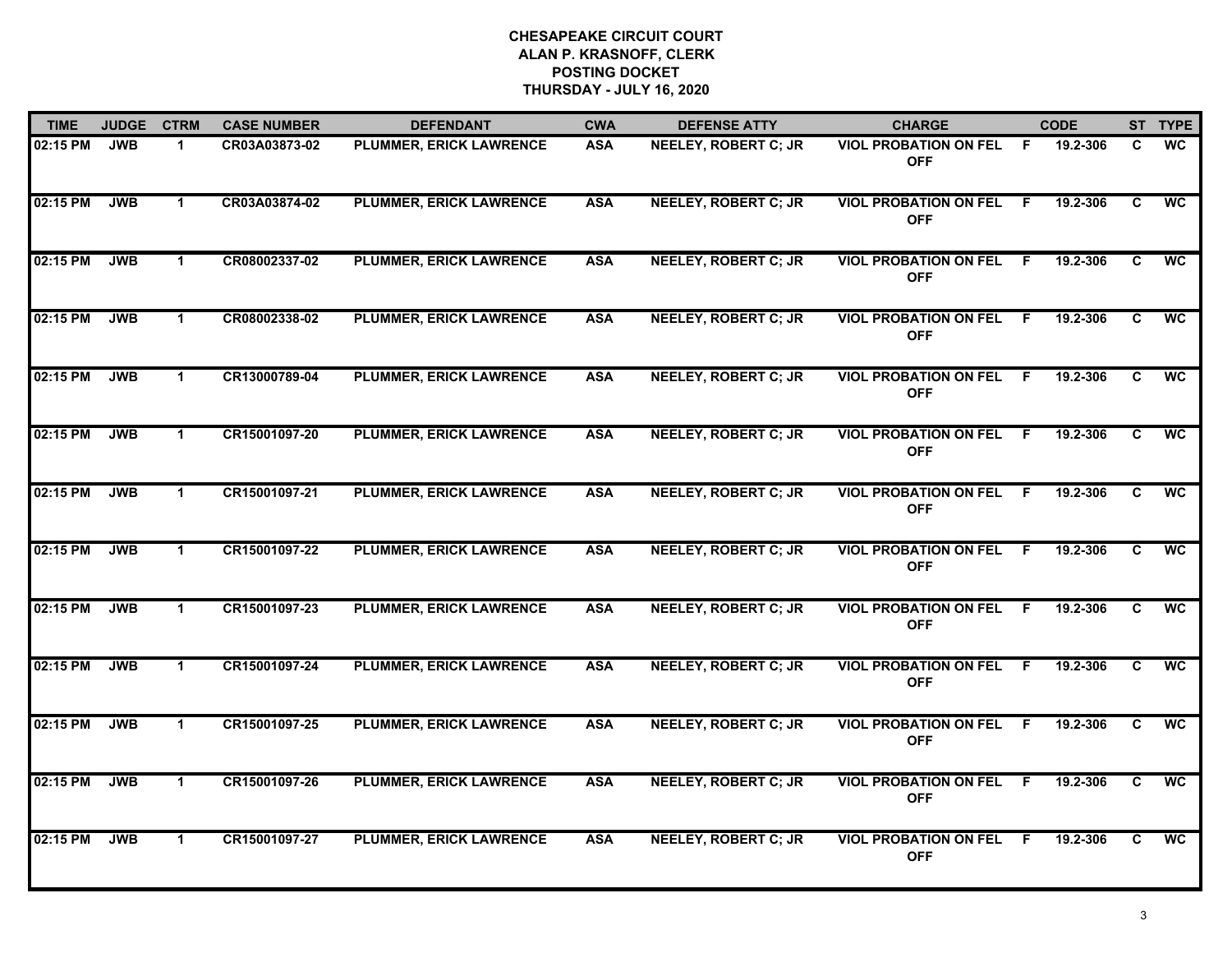**CHESAPEAKE CIRCUIT COURT**
**ALAN P. KRASNOFF, CLERK**
**POSTING DOCKET**
**THURSDAY - JULY 16, 2020**

| TIME | JUDGE | CTRM | CASE NUMBER | DEFENDANT | CWA | DEFENSE ATTY | CHARGE | | CODE | ST | TYPE |
|---|---|---|---|---|---|---|---|---|---|---|---|
| 02:15 PM | JWB | 1 | CR03A03873-02 | PLUMMER, ERICK LAWRENCE | ASA | NEELEY, ROBERT C; JR | VIOL PROBATION ON FEL OFF | F | 19.2-306 | C | WC |
| 02:15 PM | JWB | 1 | CR03A03874-02 | PLUMMER, ERICK LAWRENCE | ASA | NEELEY, ROBERT C; JR | VIOL PROBATION ON FEL OFF | F | 19.2-306 | C | WC |
| 02:15 PM | JWB | 1 | CR08002337-02 | PLUMMER, ERICK LAWRENCE | ASA | NEELEY, ROBERT C; JR | VIOL PROBATION ON FEL OFF | F | 19.2-306 | C | WC |
| 02:15 PM | JWB | 1 | CR08002338-02 | PLUMMER, ERICK LAWRENCE | ASA | NEELEY, ROBERT C; JR | VIOL PROBATION ON FEL OFF | F | 19.2-306 | C | WC |
| 02:15 PM | JWB | 1 | CR13000789-04 | PLUMMER, ERICK LAWRENCE | ASA | NEELEY, ROBERT C; JR | VIOL PROBATION ON FEL OFF | F | 19.2-306 | C | WC |
| 02:15 PM | JWB | 1 | CR15001097-20 | PLUMMER, ERICK LAWRENCE | ASA | NEELEY, ROBERT C; JR | VIOL PROBATION ON FEL OFF | F | 19.2-306 | C | WC |
| 02:15 PM | JWB | 1 | CR15001097-21 | PLUMMER, ERICK LAWRENCE | ASA | NEELEY, ROBERT C; JR | VIOL PROBATION ON FEL OFF | F | 19.2-306 | C | WC |
| 02:15 PM | JWB | 1 | CR15001097-22 | PLUMMER, ERICK LAWRENCE | ASA | NEELEY, ROBERT C; JR | VIOL PROBATION ON FEL OFF | F | 19.2-306 | C | WC |
| 02:15 PM | JWB | 1 | CR15001097-23 | PLUMMER, ERICK LAWRENCE | ASA | NEELEY, ROBERT C; JR | VIOL PROBATION ON FEL OFF | F | 19.2-306 | C | WC |
| 02:15 PM | JWB | 1 | CR15001097-24 | PLUMMER, ERICK LAWRENCE | ASA | NEELEY, ROBERT C; JR | VIOL PROBATION ON FEL OFF | F | 19.2-306 | C | WC |
| 02:15 PM | JWB | 1 | CR15001097-25 | PLUMMER, ERICK LAWRENCE | ASA | NEELEY, ROBERT C; JR | VIOL PROBATION ON FEL OFF | F | 19.2-306 | C | WC |
| 02:15 PM | JWB | 1 | CR15001097-26 | PLUMMER, ERICK LAWRENCE | ASA | NEELEY, ROBERT C; JR | VIOL PROBATION ON FEL OFF | F | 19.2-306 | C | WC |
| 02:15 PM | JWB | 1 | CR15001097-27 | PLUMMER, ERICK LAWRENCE | ASA | NEELEY, ROBERT C; JR | VIOL PROBATION ON FEL OFF | F | 19.2-306 | C | WC |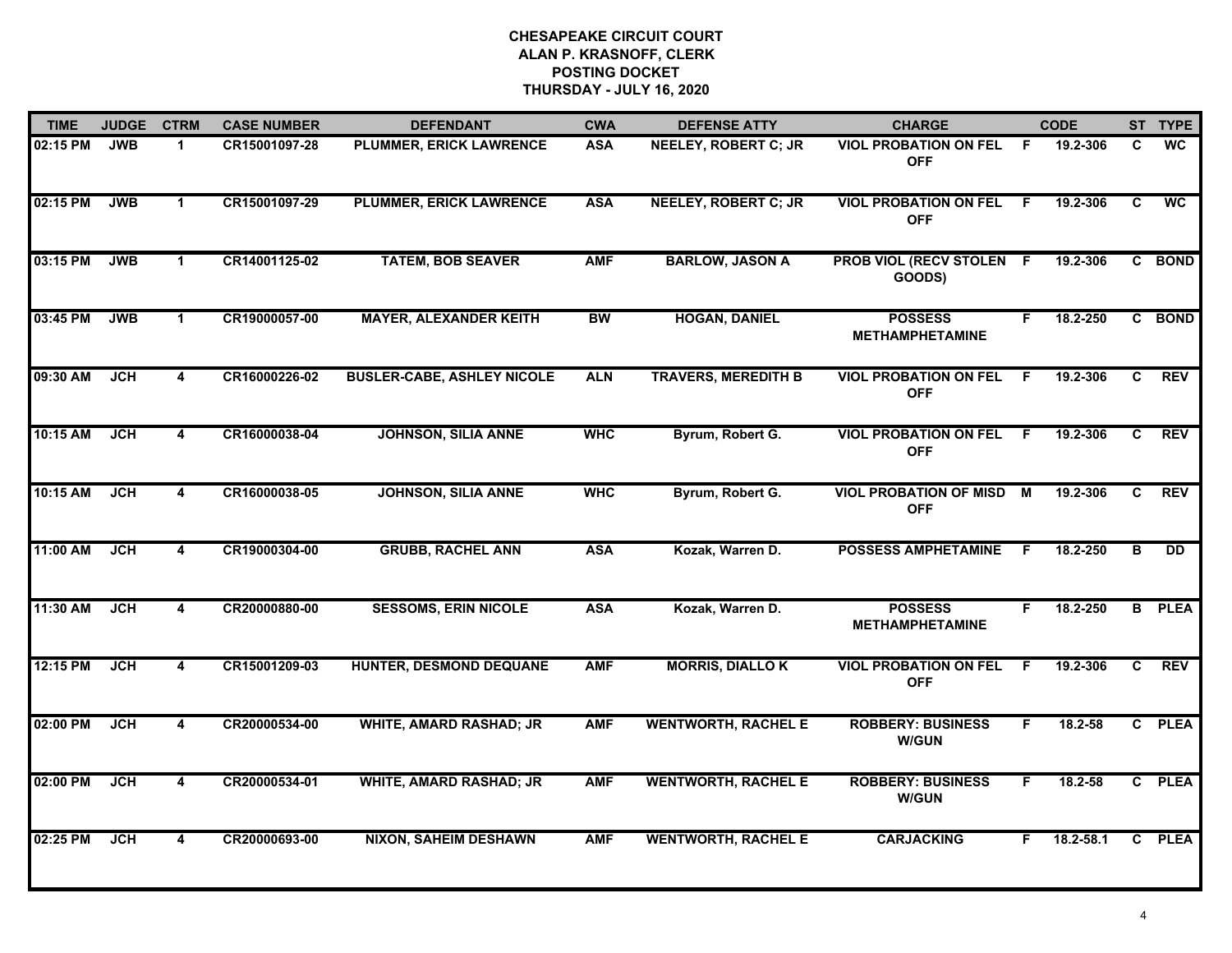# CHESAPEAKE CIRCUIT COURT
## ALAN P. KRASNOFF, CLERK
## POSTING DOCKET
## THURSDAY - JULY 16, 2020

| TIME | JUDGE | CTRM | CASE NUMBER | DEFENDANT | CWA | DEFENSE ATTY | CHARGE | | CODE | ST | TYPE |
|---|---|---|---|---|---|---|---|---|---|---|---|
| 02:15 PM | JWB | 1 | CR15001097-28 | PLUMMER, ERICK LAWRENCE | ASA | NEELEY, ROBERT C; JR | VIOL PROBATION ON FEL OFF | F | 19.2-306 | C | WC |
| 02:15 PM | JWB | 1 | CR15001097-29 | PLUMMER, ERICK LAWRENCE | ASA | NEELEY, ROBERT C; JR | VIOL PROBATION ON FEL OFF | F | 19.2-306 | C | WC |
| 03:15 PM | JWB | 1 | CR14001125-02 | TATEM, BOB SEAVER | AMF | BARLOW, JASON A | PROB VIOL (RECV STOLEN GOODS) | F | 19.2-306 | C | BOND |
| 03:45 PM | JWB | 1 | CR19000057-00 | MAYER, ALEXANDER KEITH | BW | HOGAN, DANIEL | POSSESS METHAMPHETAMINE | F | 18.2-250 | C | BOND |
| 09:30 AM | JCH | 4 | CR16000226-02 | BUSLER-CABE, ASHLEY NICOLE | ALN | TRAVERS, MEREDITH B | VIOL PROBATION ON FEL OFF | F | 19.2-306 | C | REV |
| 10:15 AM | JCH | 4 | CR16000038-04 | JOHNSON, SILIA ANNE | WHC | Byrum, Robert G. | VIOL PROBATION ON FEL OFF | F | 19.2-306 | C | REV |
| 10:15 AM | JCH | 4 | CR16000038-05 | JOHNSON, SILIA ANNE | WHC | Byrum, Robert G. | VIOL PROBATION OF MISD OFF | M | 19.2-306 | C | REV |
| 11:00 AM | JCH | 4 | CR19000304-00 | GRUBB, RACHEL ANN | ASA | Kozak, Warren D. | POSSESS AMPHETAMINE | F | 18.2-250 | B | DD |
| 11:30 AM | JCH | 4 | CR20000880-00 | SESSOMS, ERIN NICOLE | ASA | Kozak, Warren D. | POSSESS METHAMPHETAMINE | F | 18.2-250 | B | PLEA |
| 12:15 PM | JCH | 4 | CR15001209-03 | HUNTER, DESMOND DEQUANE | AMF | MORRIS, DIALLO K | VIOL PROBATION ON FEL OFF | F | 19.2-306 | C | REV |
| 02:00 PM | JCH | 4 | CR20000534-00 | WHITE, AMARD RASHAD; JR | AMF | WENTWORTH, RACHEL E | ROBBERY: BUSINESS W/GUN | F | 18.2-58 | C | PLEA |
| 02:00 PM | JCH | 4 | CR20000534-01 | WHITE, AMARD RASHAD; JR | AMF | WENTWORTH, RACHEL E | ROBBERY: BUSINESS W/GUN | F | 18.2-58 | C | PLEA |
| 02:25 PM | JCH | 4 | CR20000693-00 | NIXON, SAHEIM DESHAWN | AMF | WENTWORTH, RACHEL E | CARJACKING | F | 18.2-58.1 | C | PLEA |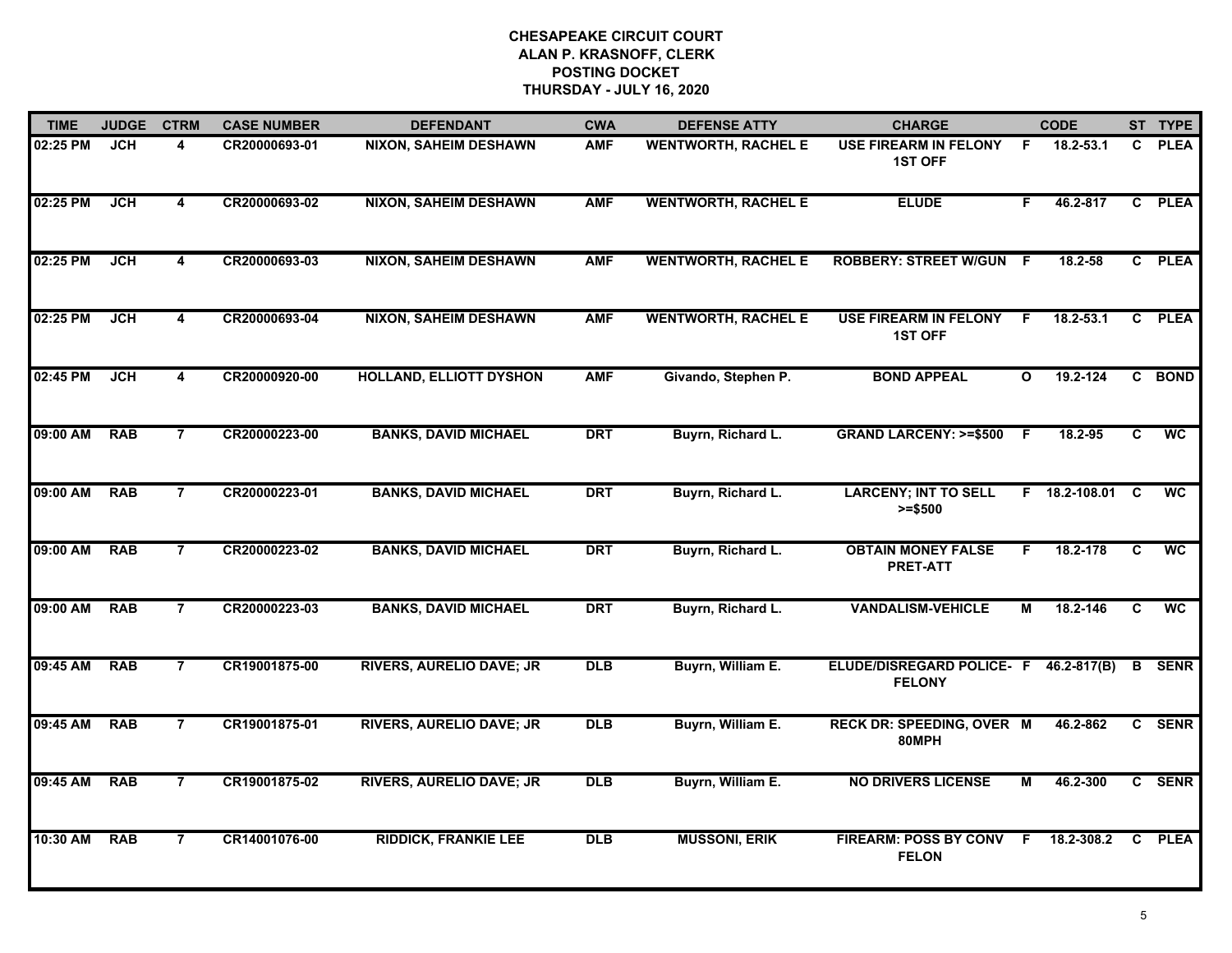# CHESAPEAKE CIRCUIT COURT
## ALAN P. KRASNOFF, CLERK
## POSTING DOCKET
## THURSDAY - JULY 16, 2020

| TIME | JUDGE | CTRM | CASE NUMBER | DEFENDANT | CWA | DEFENSE ATTY | CHARGE | | CODE | ST | TYPE |
|---|---|---|---|---|---|---|---|---|---|---|---|
| 02:25 PM | JCH | 4 | CR20000693-01 | NIXON, SAHEIM DESHAWN | AMF | WENTWORTH, RACHEL E | USE FIREARM IN FELONY 1ST OFF | F | 18.2-53.1 | C | PLEA |
| 02:25 PM | JCH | 4 | CR20000693-02 | NIXON, SAHEIM DESHAWN | AMF | WENTWORTH, RACHEL E | ELUDE | F | 46.2-817 | C | PLEA |
| 02:25 PM | JCH | 4 | CR20000693-03 | NIXON, SAHEIM DESHAWN | AMF | WENTWORTH, RACHEL E | ROBBERY: STREET W/GUN | F | 18.2-58 | C | PLEA |
| 02:25 PM | JCH | 4 | CR20000693-04 | NIXON, SAHEIM DESHAWN | AMF | WENTWORTH, RACHEL E | USE FIREARM IN FELONY 1ST OFF | F | 18.2-53.1 | C | PLEA |
| 02:45 PM | JCH | 4 | CR20000920-00 | HOLLAND, ELLIOTT DYSHON | AMF | Givando, Stephen P. | BOND APPEAL | O | 19.2-124 | C | BOND |
| 09:00 AM | RAB | 7 | CR20000223-00 | BANKS, DAVID MICHAEL | DRT | Buyrn, Richard L. | GRAND LARCENY: >=$500 | F | 18.2-95 | C | WC |
| 09:00 AM | RAB | 7 | CR20000223-01 | BANKS, DAVID MICHAEL | DRT | Buyrn, Richard L. | LARCENY; INT TO SELL >=$500 | F | 18.2-108.01 | C | WC |
| 09:00 AM | RAB | 7 | CR20000223-02 | BANKS, DAVID MICHAEL | DRT | Buyrn, Richard L. | OBTAIN MONEY FALSE PRET-ATT | F | 18.2-178 | C | WC |
| 09:00 AM | RAB | 7 | CR20000223-03 | BANKS, DAVID MICHAEL | DRT | Buyrn, Richard L. | VANDALISM-VEHICLE | M | 18.2-146 | C | WC |
| 09:45 AM | RAB | 7 | CR19001875-00 | RIVERS, AURELIO DAVE; JR | DLB | Buyrn, William E. | ELUDE/DISREGARD POLICE- FELONY | F | 46.2-817(B) | B | SENR |
| 09:45 AM | RAB | 7 | CR19001875-01 | RIVERS, AURELIO DAVE; JR | DLB | Buyrn, William E. | RECK DR: SPEEDING, OVER 80MPH | M | 46.2-862 | C | SENR |
| 09:45 AM | RAB | 7 | CR19001875-02 | RIVERS, AURELIO DAVE; JR | DLB | Buyrn, William E. | NO DRIVERS LICENSE | M | 46.2-300 | C | SENR |
| 10:30 AM | RAB | 7 | CR14001076-00 | RIDDICK, FRANKIE LEE | DLB | MUSSONI, ERIK | FIREARM: POSS BY CONV FELON | F | 18.2-308.2 | C | PLEA |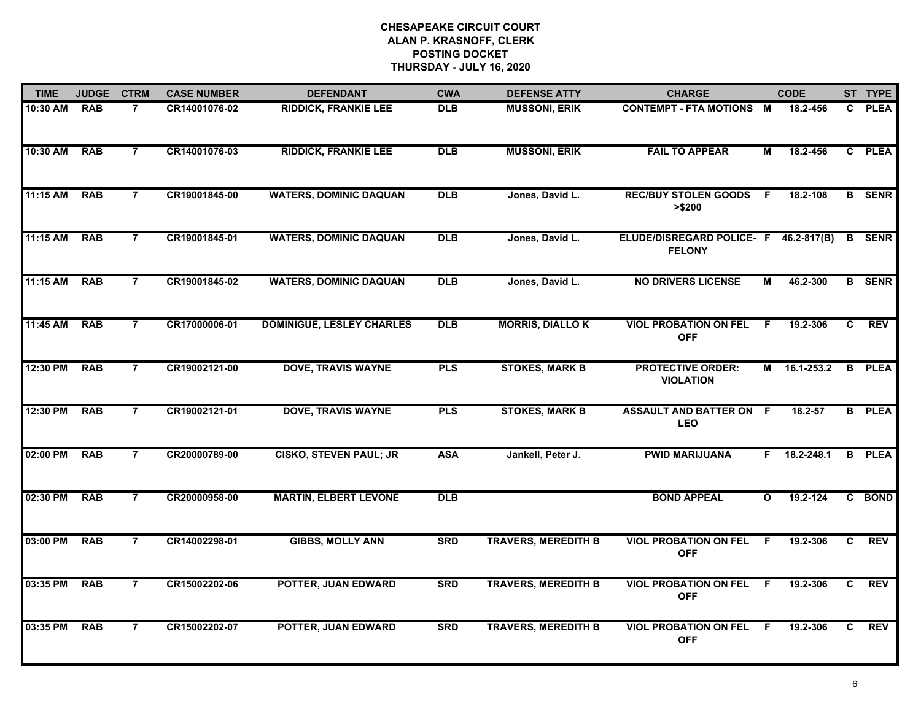# CHESAPEAKE CIRCUIT COURT
## ALAN P. KRASNOFF, CLERK
## POSTING DOCKET
## THURSDAY - JULY 16, 2020

| TIME | JUDGE | CTRM | CASE NUMBER | DEFENDANT | CWA | DEFENSE ATTY | CHARGE | | CODE | ST | TYPE |
|---|---|---|---|---|---|---|---|---|---|---|---|
| 10:30 AM | RAB | 7 | CR14001076-02 | RIDDICK, FRANKIE LEE | DLB | MUSSONI, ERIK | CONTEMPT - FTA MOTIONS | M | 18.2-456 | C | PLEA |
| 10:30 AM | RAB | 7 | CR14001076-03 | RIDDICK, FRANKIE LEE | DLB | MUSSONI, ERIK | FAIL TO APPEAR | M | 18.2-456 | C | PLEA |
| 11:15 AM | RAB | 7 | CR19001845-00 | WATERS, DOMINIC DAQUAN | DLB | Jones, David L. | REC/BUY STOLEN GOODS >$200 | F | 18.2-108 | B | SENR |
| 11:15 AM | RAB | 7 | CR19001845-01 | WATERS, DOMINIC DAQUAN | DLB | Jones, David L. | ELUDE/DISREGARD POLICE- FELONY | F | 46.2-817(B) | B | SENR |
| 11:15 AM | RAB | 7 | CR19001845-02 | WATERS, DOMINIC DAQUAN | DLB | Jones, David L. | NO DRIVERS LICENSE | M | 46.2-300 | B | SENR |
| 11:45 AM | RAB | 7 | CR17000006-01 | DOMINIGUE, LESLEY CHARLES | DLB | MORRIS, DIALLO K | VIOL PROBATION ON FEL OFF | F | 19.2-306 | C | REV |
| 12:30 PM | RAB | 7 | CR19002121-00 | DOVE, TRAVIS WAYNE | PLS | STOKES, MARK B | PROTECTIVE ORDER: VIOLATION | M | 16.1-253.2 | B | PLEA |
| 12:30 PM | RAB | 7 | CR19002121-01 | DOVE, TRAVIS WAYNE | PLS | STOKES, MARK B | ASSAULT AND BATTER ON LEO | F | 18.2-57 | B | PLEA |
| 02:00 PM | RAB | 7 | CR20000789-00 | CISKO, STEVEN PAUL; JR | ASA | Jankell, Peter J. | PWID MARIJUANA | F | 18.2-248.1 | B | PLEA |
| 02:30 PM | RAB | 7 | CR20000958-00 | MARTIN, ELBERT LEVONE | DLB | | BOND APPEAL | O | 19.2-124 | C | BOND |
| 03:00 PM | RAB | 7 | CR14002298-01 | GIBBS, MOLLY ANN | SRD | TRAVERS, MEREDITH B | VIOL PROBATION ON FEL OFF | F | 19.2-306 | C | REV |
| 03:35 PM | RAB | 7 | CR15002202-06 | POTTER, JUAN EDWARD | SRD | TRAVERS, MEREDITH B | VIOL PROBATION ON FEL OFF | F | 19.2-306 | C | REV |
| 03:35 PM | RAB | 7 | CR15002202-07 | POTTER, JUAN EDWARD | SRD | TRAVERS, MEREDITH B | VIOL PROBATION ON FEL OFF | F | 19.2-306 | C | REV |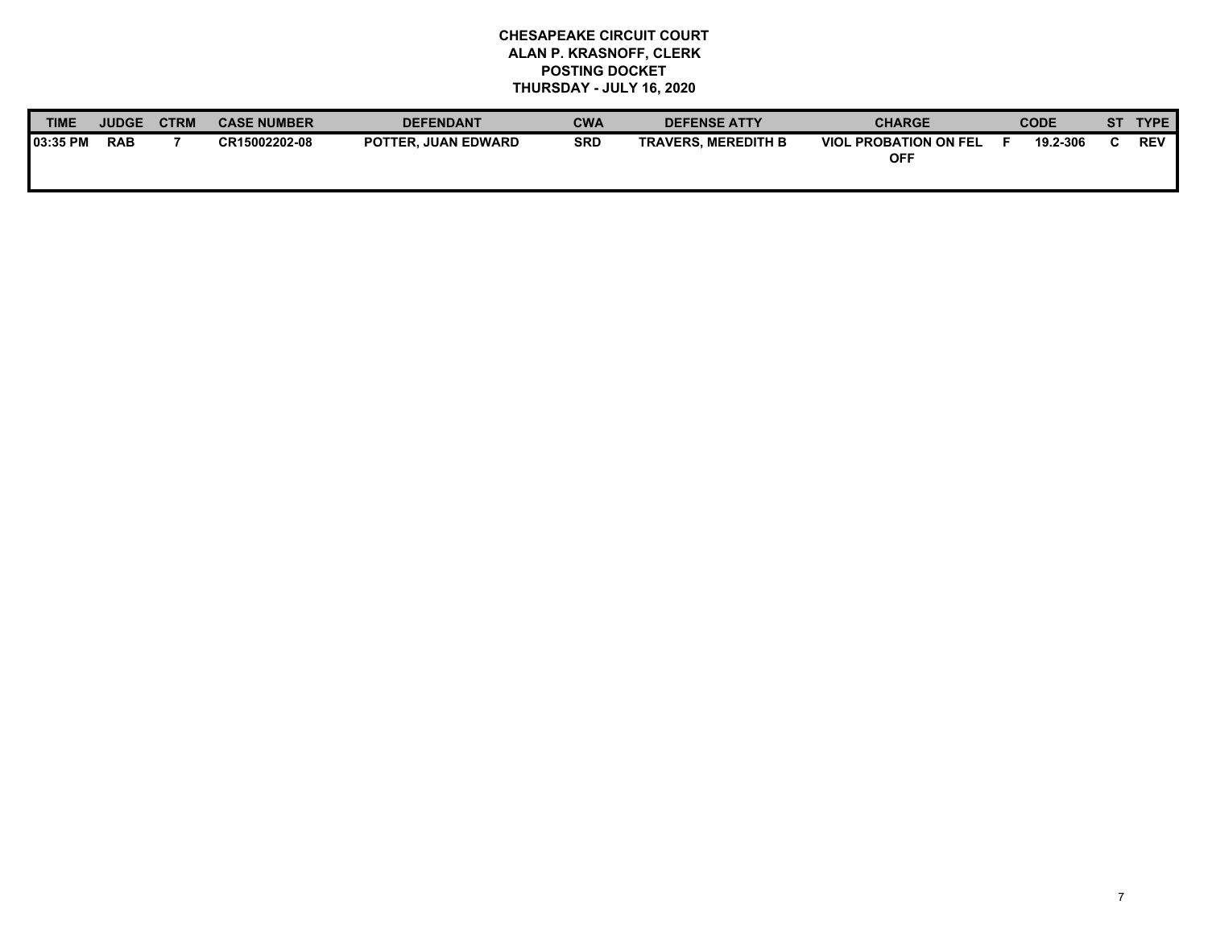**CHESAPEAKE CIRCUIT COURT**
**ALAN P. KRASNOFF, CLERK**
**POSTING DOCKET**
**THURSDAY - JULY 16, 2020**

| TIME | JUDGE | CTRM | CASE NUMBER | DEFENDANT | CWA | DEFENSE ATTY | CHARGE | | CODE | ST | TYPE |
|---|---|---|---|---|---|---|---|---|---|---|---|
| 03:35 PM | RAB | 7 | CR15002202-08 | POTTER, JUAN EDWARD | SRD | TRAVERS, MEREDITH B | VIOL PROBATION ON FEL OFF | F | 19.2-306 | C | REV |